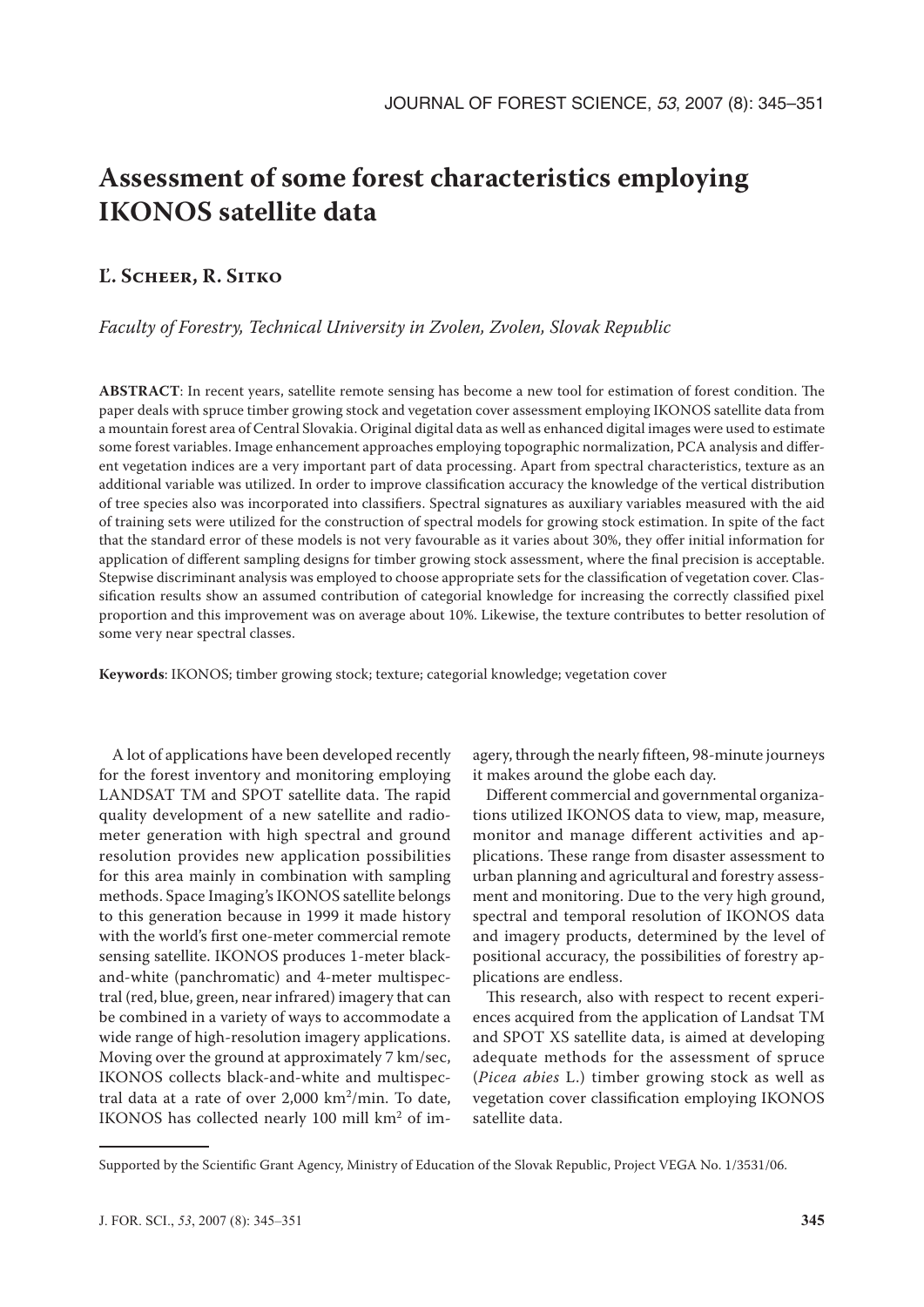# Assessment of some forest characteristics employing IKONOS satellite data

**Ľ. Scheer, R. Sitko**

*Faculty of Forestry, Technical University in Zvolen, Zvolen, Slovak Republic*

**ABSTRACT**: In recent years, satellite remote sensing has become a new tool for estimation of forest condition. The paper deals with spruce timber growing stock and vegetation cover assessment employing IKONOS satellite data from a mountain forest area of Central Slovakia. Original digital data as well as enhanced digital images were used to estimate some forest variables. Image enhancement approaches employing topographic normalization, PCA analysis and different vegetation indices are a very important part of data processing. Apart from spectral characteristics, texture as an additional variable was utilized. In order to improve classification accuracy the knowledge of the vertical distribution of tree species also was incorporated into classifiers. Spectral signatures as auxiliary variables measured with the aid of training sets were utilized for the construction of spectral models for growing stock estimation. In spite of the fact that the standard error of these models is not very favourable as it varies about 30%, they offer initial information for application of different sampling designs for timber growing stock assessment, where the final precision is acceptable. Stepwise discriminant analysis was employed to choose appropriate sets for the classification of vegetation cover. Classification results show an assumed contribution of categorial knowledge for increasing the correctly classified pixel proportion and this improvement was on average about 10%. Likewise, the texture contributes to better resolution of some very near spectral classes.

**Keywords**: IKONOS; timber growing stock; texture; categorial knowledge; vegetation cover

A lot of applications have been developed recently for the forest inventory and monitoring employing LANDSAT TM and SPOT satellite data. The rapid quality development of a new satellite and radiometer generation with high spectral and ground resolution provides new application possibilities for this area mainly in combination with sampling methods. Space Imaging's IKONOS satellite belongs to this generation because in 1999 it made history with the world's first one-meter commercial remote sensing satellite. IKONOS produces 1-meter black-and-white (panchromatic) and 4-meter multispectral (red, blue, green, near infrared) imagery that can be combined in a variety of ways to accommodate a wide range of high-resolution imagery applications. Moving over the ground at approximately 7 km/sec, IKONOS collects black-and-white and multispectral data at a rate of over 2,000 $km^2$/min. To date, IKONOS has collected nearly 100 mill $km^2$ of imagery, through the nearly fifteen, 98-minute journeys it makes around the globe each day.

Different commercial and governmental organizations utilized IKONOS data to view, map, measure, monitor and manage different activities and applications. These range from disaster assessment to urban planning and agricultural and forestry assessment and monitoring. Due to the very high ground, spectral and temporal resolution of IKONOS data and imagery products, determined by the level of positional accuracy, the possibilities of forestry applications are endless.

This research, also with respect to recent experiences acquired from the application of Landsat TM and SPOT XS satellite data, is aimed at developing adequate methods for the assessment of spruce (*Picea abies* L.) timber growing stock as well as vegetation cover classification employing IKONOS satellite data.

Supported by the Scientific Grant Agency, Ministry of Education of the Slovak Republic, Project VEGA No. 1/3531/06.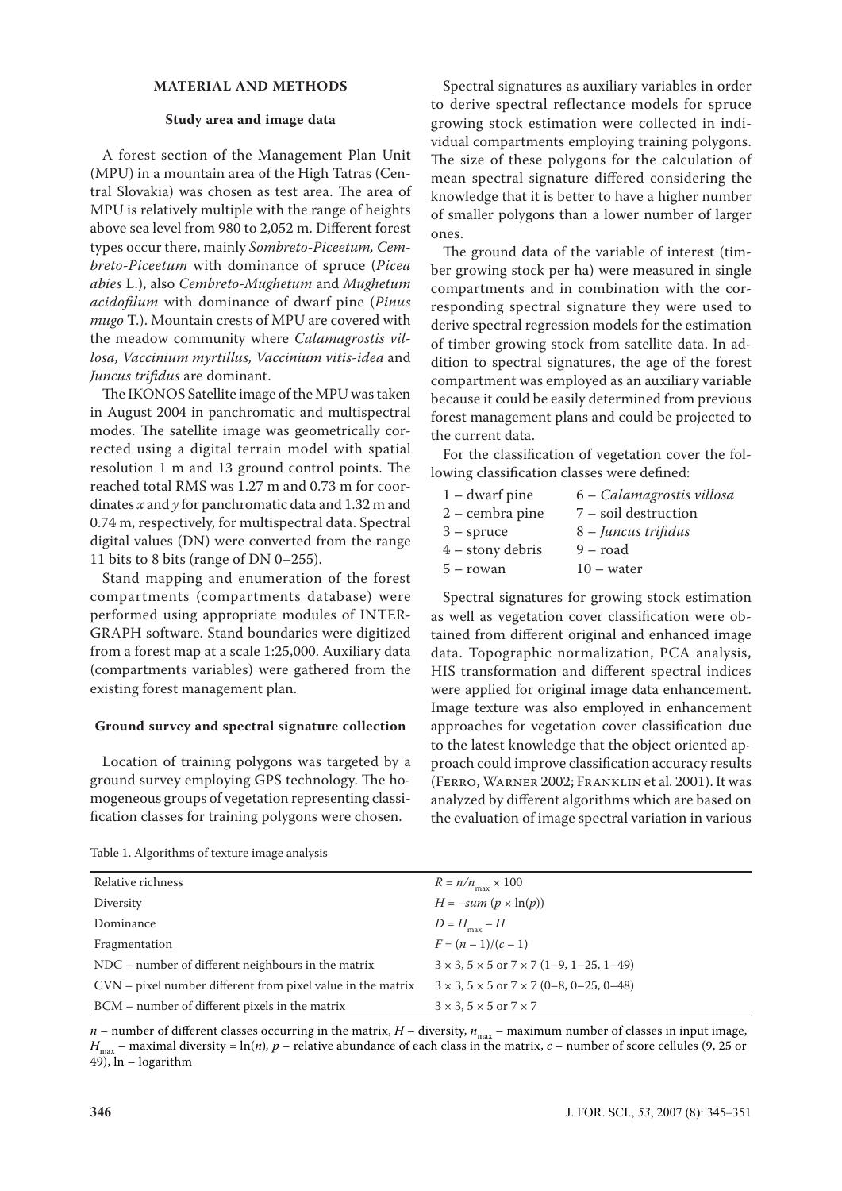## MATERIAL AND METHODS

### Study area and image data

A forest section of the Management Plan Unit (MPU) in a mountain area of the High Tatras (Central Slovakia) was chosen as test area. The area of MPU is relatively multiple with the range of heights above sea level from 980 to 2,052 m. Different forest types occur there, mainly *Sombreto-Piceetum, Cembreto-Piceetum* with dominance of spruce (*Picea abies* L.), also *Cembreto-Mughetum* and *Mughetum acidofilum* with dominance of dwarf pine (*Pinus mugo* T.). Mountain crests of MPU are covered with the meadow community where *Calamagrostis villosa, Vaccinium myrtillus, Vaccinium vitis-idea* and *Juncus trifidus* are dominant.

The IKONOS Satellite image of the MPU was taken in August 2004 in panchromatic and multispectral modes. The satellite image was geometrically corrected using a digital terrain model with spatial resolution 1 m and 13 ground control points. The reached total RMS was 1.27 m and 0.73 m for coordinates *x* and *y* for panchromatic data and 1.32 m and 0.74 m, respectively, for multispectral data. Spectral digital values (DN) were converted from the range 11 bits to 8 bits (range of DN 0–255).

Stand mapping and enumeration of the forest compartments (compartments database) were performed using appropriate modules of INTERGRAPH software. Stand boundaries were digitized from a forest map at a scale 1:25,000. Auxiliary data (compartments variables) were gathered from the existing forest management plan.

### Ground survey and spectral signature collection

Location of training polygons was targeted by a ground survey employing GPS technology. The homogeneous groups of vegetation representing classification classes for training polygons were chosen.

Spectral signatures as auxiliary variables in order to derive spectral reflectance models for spruce growing stock estimation were collected in individual compartments employing training polygons. The size of these polygons for the calculation of mean spectral signature differed considering the knowledge that it is better to have a higher number of smaller polygons than a lower number of larger ones.

The ground data of the variable of interest (timber growing stock per ha) were measured in single compartments and in combination with the corresponding spectral signature they were used to derive spectral regression models for the estimation of timber growing stock from satellite data. In addition to spectral signatures, the age of the forest compartment was employed as an auxiliary variable because it could be easily determined from previous forest management plans and could be projected to the current data.

For the classification of vegetation cover the following classification classes were defined:

1 – dwarf pine
2 – cembra pine
3 – spruce
4 – stony debris
5 – rowan
6 – *Calamagrostis villosa*
7 – soil destruction
8 – *Juncus trifidus*
9 – road
10 – water

Spectral signatures for growing stock estimation as well as vegetation cover classification were obtained from different original and enhanced image data. Topographic normalization, PCA analysis, HIS transformation and different spectral indices were applied for original image data enhancement. Image texture was also employed in enhancement approaches for vegetation cover classification due to the latest knowledge that the object oriented approach could improve classification accuracy results (Ferro, Warner 2002; Franklin et al. 2001). It was analyzed by different algorithms which are based on the evaluation of image spectral variation in various

Table 1. Algorithms of texture image analysis

| | |
|---|---|
| Relative richness | $R = n/n_{max} \times 100$ |
| Diversity | $H = -sum\ (p \times \ln(p))$ |
| Dominance | $D = H_{max} - H$ |
| Fragmentation | $F = (n - 1)/(c - 1)$ |
| NDC – number of different neighbours in the matrix | $3 \times 3$, $5 \times 5$ or $7 \times 7$ (1–9, 1–25, 1–49) |
| CVN – pixel number different from pixel value in the matrix | $3 \times 3$, $5 \times 5$ or $7 \times 7$ (0–8, 0–25, 0–48) |
| BCM – number of different pixels in the matrix | $3 \times 3$, $5 \times 5$ or $7 \times 7$ |

$n$ – number of different classes occurring in the matrix, $H$ – diversity, $n_{max}$ – maximum number of classes in input image, $H_{max}$ – maximal diversity = ln($n$), $p$ – relative abundance of each class in the matrix, $c$ – number of score cellules (9, 25 or 49), ln – logarithm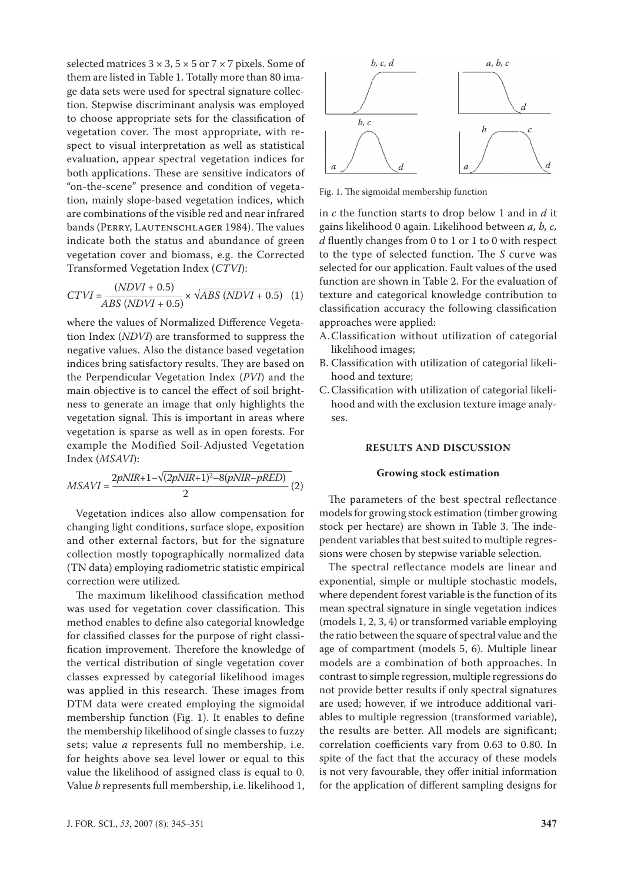selected matrices 3 × 3, 5 × 5 or 7 × 7 pixels. Some of them are listed in Table 1. Totally more than 80 image data sets were used for spectral signature collection. Stepwise discriminant analysis was employed to choose appropriate sets for the classification of vegetation cover. The most appropriate, with respect to visual interpretation as well as statistical evaluation, appear spectral vegetation indices for both applications. These are sensitive indicators of "on-the-scene" presence and condition of vegetation, mainly slope-based vegetation indices, which are combinations of the visible red and near infrared bands (Perry, Lautenschlager 1984). The values indicate both the status and abundance of green vegetation cover and biomass, e.g. the Corrected Transformed Vegetation Index (*CTVI*):

$$CTVI = \frac{(NDVI + 0.5)}{ABS\,(NDVI + 0.5)} \times \sqrt{ABS\,(NDVI + 0.5)} \quad (1)$$

where the values of Normalized Difference Vegetation Index (*NDVI*) are transformed to suppress the negative values. Also the distance based vegetation indices bring satisfactory results. They are based on the Perpendicular Vegetation Index (*PVI*) and the main objective is to cancel the effect of soil brightness to generate an image that only highlights the vegetation signal. This is important in areas where vegetation is sparse as well as in open forests. For example the Modified Soil-Adjusted Vegetation Index (*MSAVI*):

$$MSAVI = \frac{2pNIR+1-\sqrt{(2pNIR+1)^2-8(pNIR-pRED)}}{2} \quad (2)$$

Vegetation indices also allow compensation for changing light conditions, surface slope, exposition and other external factors, but for the signature collection mostly topographically normalized data (TN data) employing radiometric statistic empirical correction were utilized.

The maximum likelihood classification method was used for vegetation cover classification. This method enables to define also categorial knowledge for classified classes for the purpose of right classification improvement. Therefore the knowledge of the vertical distribution of single vegetation cover classes expressed by categorial likelihood images was applied in this research. These images from DTM data were created employing the sigmoidal membership function (Fig. 1). It enables to define the membership likelihood of single classes to fuzzy sets; value *a* represents full no membership, i.e. for heights above sea level lower or equal to this value the likelihood of assigned class is equal to 0. Value *b* represents full membership, i.e. likelihood 1, in *c* the function starts to drop below 1 and in *d* it gains likelihood 0 again. Likelihood between *a, b, c, d* fluently changes from 0 to 1 or 1 to 0 with respect to the type of selected function. The *S* curve was selected for our application. Fault values of the used function are shown in Table 2. For the evaluation of texture and categorical knowledge contribution to classification accuracy the following classification approaches were applied:

Fig. 1. The sigmoidal membership function

A. Classification without utilization of categorial likelihood images;
B. Classification with utilization of categorial likelihood and texture;
C. Classification with utilization of categorial likelihood and with the exclusion texture image analyses.

## RESULTS AND DISCUSSION

### Growing stock estimation

The parameters of the best spectral reflectance models for growing stock estimation (timber growing stock per hectare) are shown in Table 3. The independent variables that best suited to multiple regressions were chosen by stepwise variable selection.

The spectral reflectance models are linear and exponential, simple or multiple stochastic models, where dependent forest variable is the function of its mean spectral signature in single vegetation indices (models 1, 2, 3, 4) or transformed variable employing the ratio between the square of spectral value and the age of compartment (models 5, 6). Multiple linear models are a combination of both approaches. In contrast to simple regression, multiple regressions do not provide better results if only spectral signatures are used; however, if we introduce additional variables to multiple regression (transformed variable), the results are better. All models are significant; correlation coefficients vary from 0.63 to 0.80. In spite of the fact that the accuracy of these models is not very favourable, they offer initial information for the application of different sampling designs for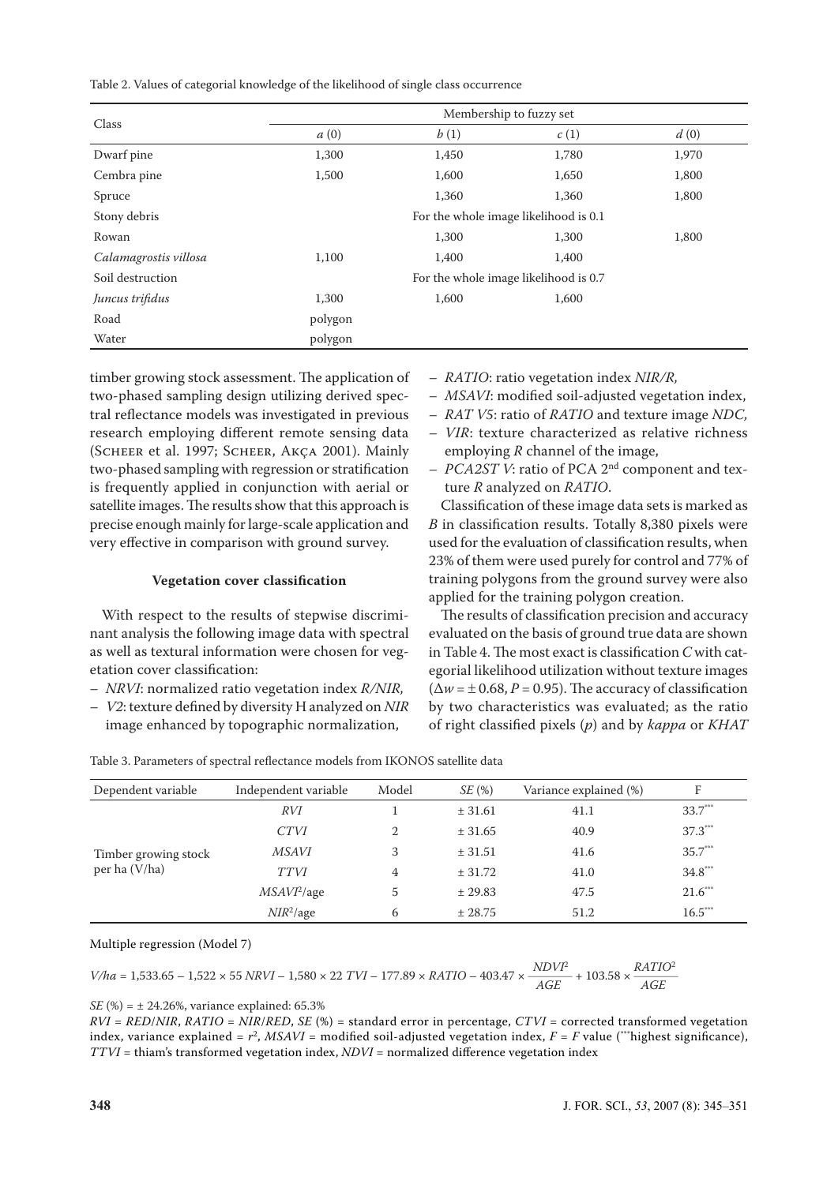Table 2. Values of categorial knowledge of the likelihood of single class occurrence

| Class | Membership to fuzzy set | | | |
|---|---|---|---|---|
| | *a* (0) | *b* (1) | *c* (1) | *d* (0) |
| Dwarf pine | 1,300 | 1,450 | 1,780 | 1,970 |
| Cembra pine | 1,500 | 1,600 | 1,650 | 1,800 |
| Spruce | | 1,360 | 1,360 | 1,800 |
| Stony debris | For the whole image likelihood is 0.1 | | | |
| Rowan | | 1,300 | 1,300 | 1,800 |
| *Calamagrostis villosa* | 1,100 | 1,400 | 1,400 | |
| Soil destruction | For the whole image likelihood is 0.7 | | | |
| *Juncus trifidus* | 1,300 | 1,600 | 1,600 | |
| Road | polygon | | | |
| Water | polygon | | | |

timber growing stock assessment. The application of two-phased sampling design utilizing derived spectral reflectance models was investigated in previous research employing different remote sensing data (Scheer et al. 1997; Scheer, Akça 2001). Mainly two-phased sampling with regression or stratification is frequently applied in conjunction with aerial or satellite images. The results show that this approach is precise enough mainly for large-scale application and very effective in comparison with ground survey.

### Vegetation cover classification

With respect to the results of stepwise discriminant analysis the following image data with spectral as well as textural information were chosen for vegetation cover classification:

- *NRVI*: normalized ratio vegetation index *R/NIR*,
- *V2*: texture defined by diversity H analyzed on *NIR* image enhanced by topographic normalization,
- *RATIO*: ratio vegetation index *NIR/R*,
- *MSAVI*: modified soil-adjusted vegetation index,
- *RAT V5*: ratio of *RATIO* and texture image *NDC*,
- *VIR*: texture characterized as relative richness employing *R* channel of the image,
- *PCA2ST V*: ratio of PCA 2nd component and texture *R* analyzed on *RATIO*.

Classification of these image data sets is marked as *B* in classification results. Totally 8,380 pixels were used for the evaluation of classification results, when 23% of them were used purely for control and 77% of training polygons from the ground survey were also applied for the training polygon creation.

The results of classification precision and accuracy evaluated on the basis of ground true data are shown in Table 4. The most exact is classification *C* with categorial likelihood utilization without texture images ($\Delta w = \pm 0.68$, $P = 0.95$). The accuracy of classification by two characteristics was evaluated; as the ratio of right classified pixels (*p*) and by *kappa* or *KHAT*

Table 3. Parameters of spectral reflectance models from IKONOS satellite data

| Dependent variable | Independent variable | Model | *SE* (%) | Variance explained (%) | F |
|---|---|---|---|---|---|
| Timber growing stock per ha (V/ha) | *RVI* | 1 | ± 31.61 | 41.1 | $33.7^{***}$ |
| | *CTVI* | 2 | ± 31.65 | 40.9 | $37.3^{***}$ |
| | *MSAVI* | 3 | ± 31.51 | 41.6 | $35.7^{***}$ |
| | *TTVI* | 4 | ± 31.72 | 41.0 | $34.8^{***}$ |
| | $MSAVI^2$/age | 5 | ± 29.83 | 47.5 | $21.6^{***}$ |
| | $NIR^2$/age | 6 | ± 28.75 | 51.2 | $16.5^{***}$ |

Multiple regression (Model 7)

$$V/ha = 1{,}533.65 - 1{,}522 \times 55\ NRVI - 1{,}580 \times 22\ TVI - 177.89 \times RATIO - 403.47 \times \frac{NDVI^2}{AGE} + 103.58 \times \frac{RATIO^2}{AGE}$$

*SE* (%) = ± 24.26%, variance explained: 65.3%

*RVI* = *RED*/*NIR*, *RATIO* = *NIR*/*RED*, *SE* (%) = standard error in percentage, *CTVI* = corrected transformed vegetation index, variance explained = $r^2$, *MSAVI* = modified soil-adjusted vegetation index, *F* = *F* value (***highest significance), *TTVI* = thiam's transformed vegetation index, *NDVI* = normalized difference vegetation index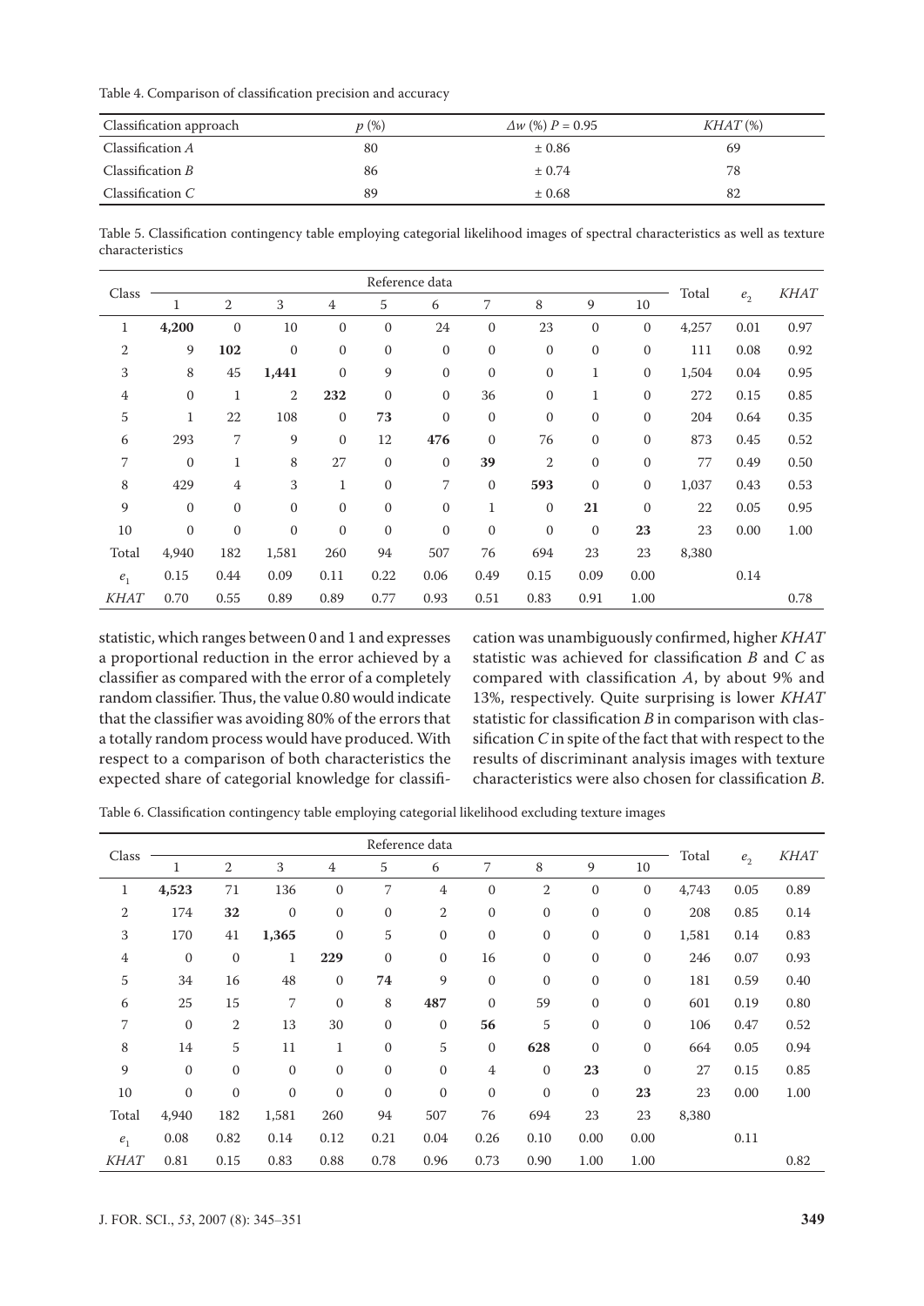Table 4. Comparison of classification precision and accuracy

| Classification approach | $p$ (%) | $\Delta w$ (%) $P = 0.95$ | $KHAT$ (%) |
|---|---|---|---|
| Classification *A* | 80 | ± 0.86 | 69 |
| Classification *B* | 86 | ± 0.74 | 78 |
| Classification *C* | 89 | ± 0.68 | 82 |

Table 5. Classification contingency table employing categorial likelihood images of spectral characteristics as well as texture characteristics

| Class | Reference data | | | | | | | | | | Total | $e_2$ | *KHAT* |
|---|---|---|---|---|---|---|---|---|---|---|---|---|---|
| | 1 | 2 | 3 | 4 | 5 | 6 | 7 | 8 | 9 | 10 | | | |
| 1 | **4,200** | 0 | 10 | 0 | 0 | 24 | 0 | 23 | 0 | 0 | 4,257 | 0.01 | 0.97 |
| 2 | 9 | **102** | 0 | 0 | 0 | 0 | 0 | 0 | 0 | 0 | 111 | 0.08 | 0.92 |
| 3 | 8 | 45 | **1,441** | 0 | 9 | 0 | 0 | 0 | 1 | 0 | 1,504 | 0.04 | 0.95 |
| 4 | 0 | 1 | 2 | **232** | 0 | 0 | 36 | 0 | 1 | 0 | 272 | 0.15 | 0.85 |
| 5 | 1 | 22 | 108 | 0 | **73** | 0 | 0 | 0 | 0 | 0 | 204 | 0.64 | 0.35 |
| 6 | 293 | 7 | 9 | 0 | 12 | **476** | 0 | 76 | 0 | 0 | 873 | 0.45 | 0.52 |
| 7 | 0 | 1 | 8 | 27 | 0 | 0 | **39** | 2 | 0 | 0 | 77 | 0.49 | 0.50 |
| 8 | 429 | 4 | 3 | 1 | 0 | 7 | 0 | **593** | 0 | 0 | 1,037 | 0.43 | 0.53 |
| 9 | 0 | 0 | 0 | 0 | 0 | 0 | 1 | 0 | **21** | 0 | 22 | 0.05 | 0.95 |
| 10 | 0 | 0 | 0 | 0 | 0 | 0 | 0 | 0 | 0 | **23** | 23 | 0.00 | 1.00 |
| Total | 4,940 | 182 | 1,581 | 260 | 94 | 507 | 76 | 694 | 23 | 23 | 8,380 | | |
| $e_1$ | 0.15 | 0.44 | 0.09 | 0.11 | 0.22 | 0.06 | 0.49 | 0.15 | 0.09 | 0.00 | | 0.14 | |
| *KHAT* | 0.70 | 0.55 | 0.89 | 0.89 | 0.77 | 0.93 | 0.51 | 0.83 | 0.91 | 1.00 | | | 0.78 |

statistic, which ranges between 0 and 1 and expresses a proportional reduction in the error achieved by a classifier as compared with the error of a completely random classifier. Thus, the value 0.80 would indicate that the classifier was avoiding 80% of the errors that a totally random process would have produced. With respect to a comparison of both characteristics the expected share of categorial knowledge for classification was unambiguously confirmed, higher *KHAT* statistic was achieved for classification *B* and *C* as compared with classification *A*, by about 9% and 13%, respectively. Quite surprising is lower *KHAT* statistic for classification *B* in comparison with classification *C* in spite of the fact that with respect to the results of discriminant analysis images with texture characteristics were also chosen for classification *B*.

Table 6. Classification contingency table employing categorial likelihood excluding texture images

| Class | Reference data | | | | | | | | | | Total | $e_2$ | *KHAT* |
|---|---|---|---|---|---|---|---|---|---|---|---|---|---|
| | 1 | 2 | 3 | 4 | 5 | 6 | 7 | 8 | 9 | 10 | | | |
| 1 | **4,523** | 71 | 136 | 0 | 7 | 4 | 0 | 2 | 0 | 0 | 4,743 | 0.05 | 0.89 |
| 2 | 174 | **32** | 0 | 0 | 0 | 2 | 0 | 0 | 0 | 0 | 208 | 0.85 | 0.14 |
| 3 | 170 | 41 | **1,365** | 0 | 5 | 0 | 0 | 0 | 0 | 0 | 1,581 | 0.14 | 0.83 |
| 4 | 0 | 0 | 1 | **229** | 0 | 0 | 16 | 0 | 0 | 0 | 246 | 0.07 | 0.93 |
| 5 | 34 | 16 | 48 | 0 | **74** | 9 | 0 | 0 | 0 | 0 | 181 | 0.59 | 0.40 |
| 6 | 25 | 15 | 7 | 0 | 8 | **487** | 0 | 59 | 0 | 0 | 601 | 0.19 | 0.80 |
| 7 | 0 | 2 | 13 | 30 | 0 | 0 | **56** | 5 | 0 | 0 | 106 | 0.47 | 0.52 |
| 8 | 14 | 5 | 11 | 1 | 0 | 5 | 0 | **628** | 0 | 0 | 664 | 0.05 | 0.94 |
| 9 | 0 | 0 | 0 | 0 | 0 | 0 | 4 | 0 | **23** | 0 | 27 | 0.15 | 0.85 |
| 10 | 0 | 0 | 0 | 0 | 0 | 0 | 0 | 0 | 0 | **23** | 23 | 0.00 | 1.00 |
| Total | 4,940 | 182 | 1,581 | 260 | 94 | 507 | 76 | 694 | 23 | 23 | 8,380 | | |
| $e_1$ | 0.08 | 0.82 | 0.14 | 0.12 | 0.21 | 0.04 | 0.26 | 0.10 | 0.00 | 0.00 | | 0.11 | |
| *KHAT* | 0.81 | 0.15 | 0.83 | 0.88 | 0.78 | 0.96 | 0.73 | 0.90 | 1.00 | 1.00 | | | 0.82 |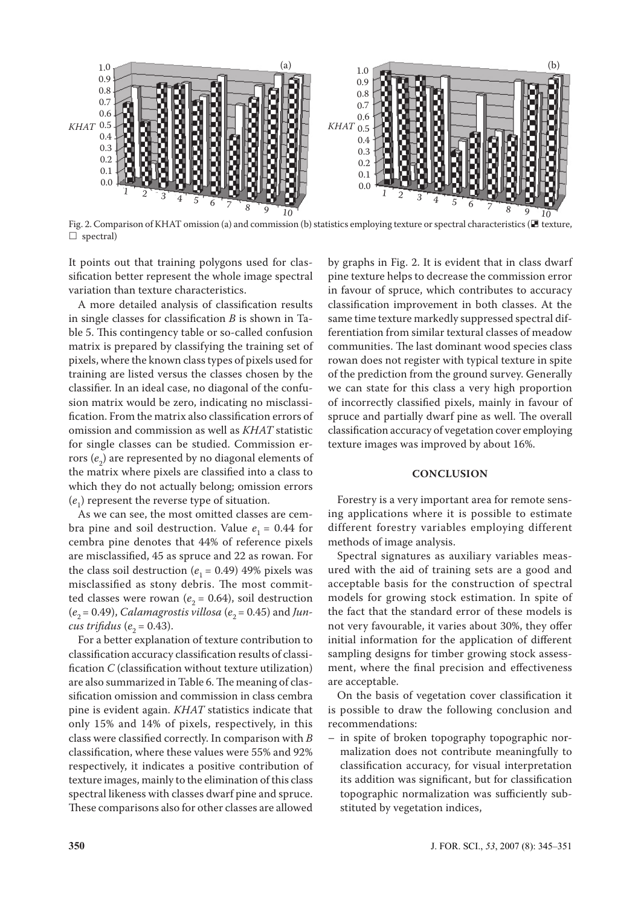Fig. 2. Comparison of KHAT omission (a) and commission (b) statistics employing texture or spectral characteristics (■ texture, □ spectral)

It points out that training polygons used for classification better represent the whole image spectral variation than texture characteristics.

A more detailed analysis of classification results in single classes for classification *B* is shown in Table 5. This contingency table or so-called confusion matrix is prepared by classifying the training set of pixels, where the known class types of pixels used for training are listed versus the classes chosen by the classifier. In an ideal case, no diagonal of the confusion matrix would be zero, indicating no misclassification. From the matrix also classification errors of omission and commission as well as *KHAT* statistic for single classes can be studied. Commission errors ($e_2$) are represented by no diagonal elements of the matrix where pixels are classified into a class to which they do not actually belong; omission errors ($e_1$) represent the reverse type of situation.

As we can see, the most omitted classes are cembra pine and soil destruction. Value $e_1$ = 0.44 for cembra pine denotes that 44% of reference pixels are misclassified, 45 as spruce and 22 as rowan. For the class soil destruction ($e_1$ = 0.49) 49% pixels was misclassified as stony debris. The most committed classes were rowan ($e_2$ = 0.64), soil destruction ($e_2$ = 0.49), *Calamagrostis villosa* ($e_2$ = 0.45) and *Juncus trifidus* ($e_2$ = 0.43).

For a better explanation of texture contribution to classification accuracy classification results of classification *C* (classification without texture utilization) are also summarized in Table 6. The meaning of classification omission and commission in class cembra pine is evident again. *KHAT* statistics indicate that only 15% and 14% of pixels, respectively, in this class were classified correctly. In comparison with *B* classification, where these values were 55% and 92% respectively, it indicates a positive contribution of texture images, mainly to the elimination of this class spectral likeness with classes dwarf pine and spruce. These comparisons also for other classes are allowed by graphs in Fig. 2. It is evident that in class dwarf pine texture helps to decrease the commission error in favour of spruce, which contributes to accuracy classification improvement in both classes. At the same time texture markedly suppressed spectral differentiation from similar textural classes of meadow communities. The last dominant wood species class rowan does not register with typical texture in spite of the prediction from the ground survey. Generally we can state for this class a very high proportion of incorrectly classified pixels, mainly in favour of spruce and partially dwarf pine as well. The overall classification accuracy of vegetation cover employing texture images was improved by about 16%.

## CONCLUSION

Forestry is a very important area for remote sensing applications where it is possible to estimate different forestry variables employing different methods of image analysis.

Spectral signatures as auxiliary variables measured with the aid of training sets are a good and acceptable basis for the construction of spectral models for growing stock estimation. In spite of the fact that the standard error of these models is not very favourable, it varies about 30%, they offer initial information for the application of different sampling designs for timber growing stock assessment, where the final precision and effectiveness are acceptable.

On the basis of vegetation cover classification it is possible to draw the following conclusion and recommendations:

– in spite of broken topography topographic normalization does not contribute meaningfully to classification accuracy, for visual interpretation its addition was significant, but for classification topographic normalization was sufficiently substituted by vegetation indices,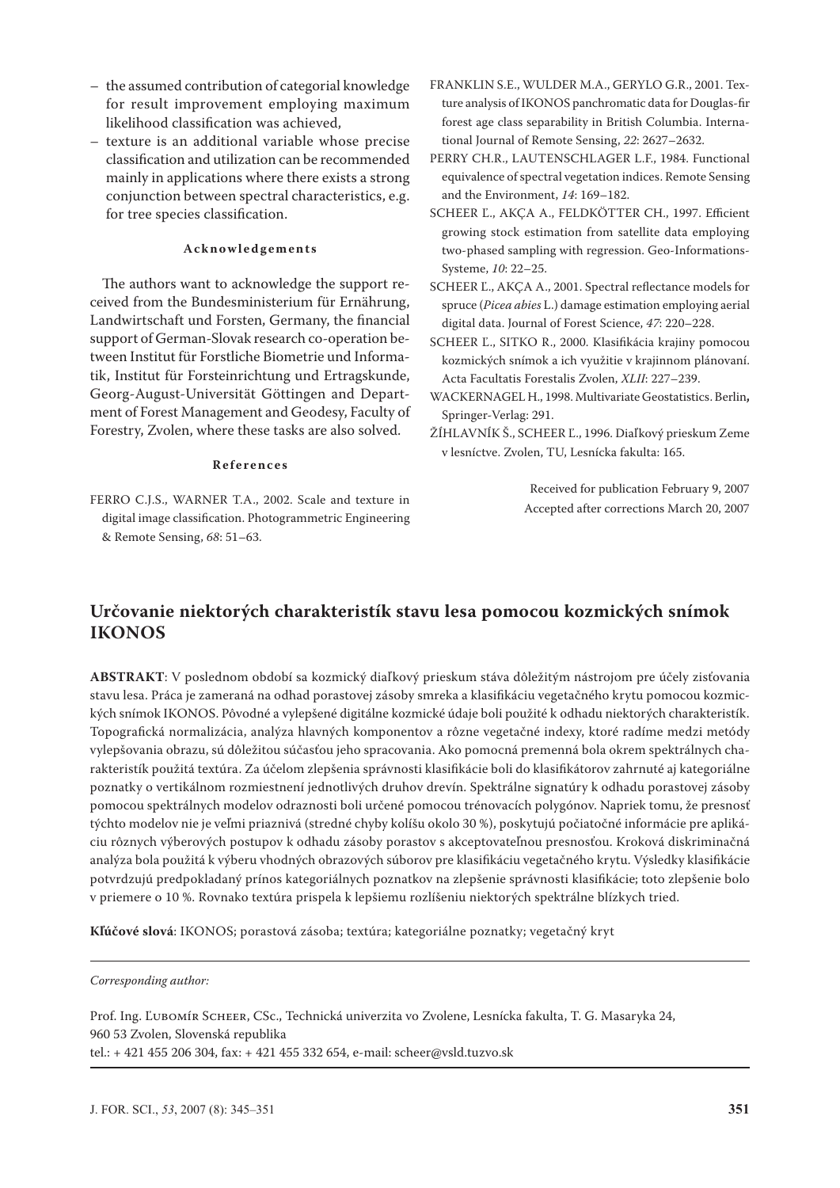– the assumed contribution of categorial knowledge for result improvement employing maximum likelihood classification was achieved,
– texture is an additional variable whose precise classification and utilization can be recommended mainly in applications where there exists a strong conjunction between spectral characteristics, e.g. for tree species classification.

#### Acknowledgements

The authors want to acknowledge the support received from the Bundesministerium für Ernährung, Landwirtschaft und Forsten, Germany, the financial support of German-Slovak research co-operation between Institut für Forstliche Biometrie und Informatik, Institut für Forsteinrichtung und Ertragskunde, Georg-August-Universität Göttingen and Department of Forest Management and Geodesy, Faculty of Forestry, Zvolen, where these tasks are also solved.

#### References

FERRO C.J.S., WARNER T.A., 2002. Scale and texture in digital image classification. Photogrammetric Engineering & Remote Sensing, *68*: 51–63.

FRANKLIN S.E., WULDER M.A., GERYLO G.R., 2001. Texture analysis of IKONOS panchromatic data for Douglas-fir forest age class separability in British Columbia. International Journal of Remote Sensing, *22*: 2627–2632.

PERRY CH.R., LAUTENSCHLAGER L.F., 1984. Functional equivalence of spectral vegetation indices. Remote Sensing and the Environment, *14*: 169–182.

SCHEER Ľ., AKÇA A., FELDKÖTTER CH., 1997. Efficient growing stock estimation from satellite data employing two-phased sampling with regression. Geo-Informations-Systeme, *10*: 22–25.

SCHEER Ľ., AKÇA A., 2001. Spectral reflectance models for spruce (*Picea abies* L.) damage estimation employing aerial digital data. Journal of Forest Science, *47*: 220–228.

SCHEER Ľ., SITKO R., 2000. Klasifikácia krajiny pomocou kozmických snímok a ich využitie v krajinnom plánovaní. Acta Facultatis Forestalis Zvolen, *XLII*: 227–239.

WACKERNAGEL H., 1998. Multivariate Geostatistics. Berlin, Springer-Verlag: 291.

ŽÍHLAVNÍK Š., SCHEER Ľ., 1996. Diaľkový prieskum Zeme v lesníctve. Zvolen, TU, Lesnícka fakulta: 165.

Received for publication February 9, 2007
Accepted after corrections March 20, 2007

## Určovanie niektorých charakteristík stavu lesa pomocou kozmických snímok IKONOS

**ABSTRAKT**: V poslednom období sa kozmický diaľkový prieskum stáva dôležitým nástrojom pre účely zisťovania stavu lesa. Práca je zameraná na odhad porastovej zásoby smreka a klasifikáciu vegetačného krytu pomocou kozmických snímok IKONOS. Pôvodné a vylepšené digitálne kozmické údaje boli použité k odhadu niektorých charakteristík. Topografická normalizácia, analýza hlavných komponentov a rôzne vegetačné indexy, ktoré radíme medzi metódy vylepšovania obrazu, sú dôležitou súčasťou jeho spracovania. Ako pomocná premenná bola okrem spektrálnych charakteristík použitá textúra. Za účelom zlepšenia správnosti klasifikácie boli do klasifikátorov zahrnuté aj kategoriálne poznatky o vertikálnom rozmiestnení jednotlivých druhov drevín. Spektrálne signatúry k odhadu porastovej zásoby pomocou spektrálnych modelov odraznosti boli určené pomocou trénovacích polygónov. Napriek tomu, že presnosť týchto modelov nie je veľmi priaznivá (stredné chyby kolíšu okolo 30 %), poskytujú počiatočné informácie pre aplikáciu rôznych výberových postupov k odhadu zásoby porastov s akceptovateľnou presnosťou. Kroková diskriminačná analýza bola použitá k výberu vhodných obrazových súborov pre klasifikáciu vegetačného krytu. Výsledky klasifikácie potvrdzujú predpokladaný prínos kategoriálnych poznatkov na zlepšenie správnosti klasifikácie; toto zlepšenie bolo v priemere o 10 %. Rovnako textúra prispela k lepšiemu rozlíšeniu niektorých spektrálne blízkych tried.

**Kľúčové slová**: IKONOS; porastová zásoba; textúra; kategoriálne poznatky; vegetačný kryt

*Corresponding author:*

Prof. Ing. Ľubomír Scheer, CSc., Technická univerzita vo Zvolene, Lesnícka fakulta, T. G. Masaryka 24, 960 53 Zvolen, Slovenská republika
tel.: + 421 455 206 304, fax: + 421 455 332 654, e-mail: scheer@vsld.tuzvo.sk